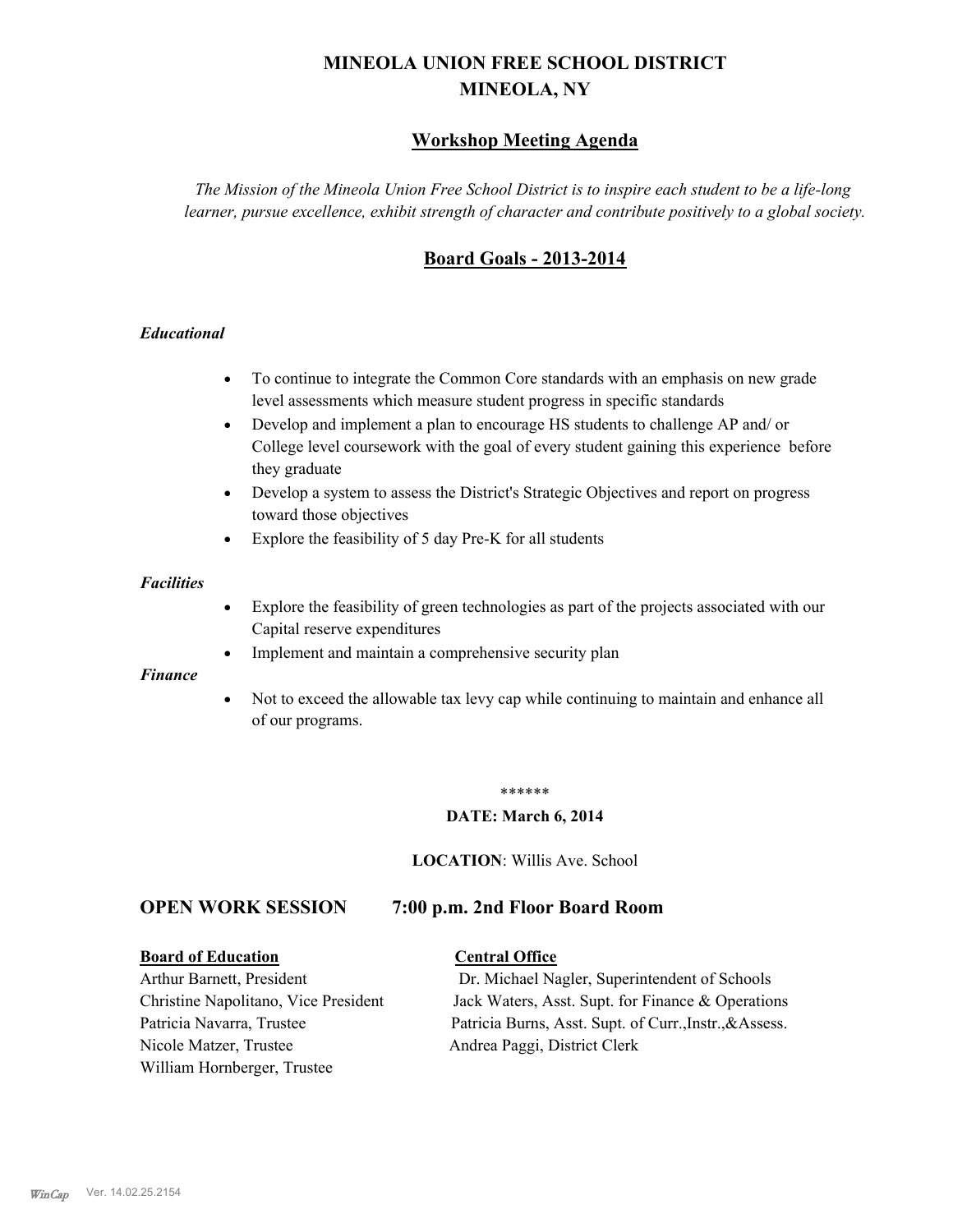# MINEOLA UNION FREE SCHOOL DISTRICT
# MINEOLA, NY

## Workshop Meeting Agenda

*The Mission of the Mineola Union Free School District is to inspire each student to be a life-long learner, pursue excellence, exhibit strength of character and contribute positively to a global society.*

## Board Goals - 2013-2014

### *Educational*

- To continue to integrate the Common Core standards with an emphasis on new grade level assessments which measure student progress in specific standards
- Develop and implement a plan to encourage HS students to challenge AP and/ or College level coursework with the goal of every student gaining this experience before they graduate
- Develop a system to assess the District's Strategic Objectives and report on progress toward those objectives
- Explore the feasibility of 5 day Pre-K for all students

### *Facilities*

- Explore the feasibility of green technologies as part of the projects associated with our Capital reserve expenditures
- Implement and maintain a comprehensive security plan

### *Finance*

- Not to exceed the allowable tax levy cap while continuing to maintain and enhance all of our programs.

******

**DATE: March 6, 2014**

**LOCATION**: Willis Ave. School

## OPEN WORK SESSION 7:00 p.m. 2nd Floor Board Room

**Board of Education**

Arthur Barnett, President
Christine Napolitano, Vice President
Patricia Navarra, Trustee
Nicole Matzer, Trustee
William Hornberger, Trustee

**Central Office**

Dr. Michael Nagler, Superintendent of Schools
Jack Waters, Asst. Supt. for Finance & Operations
Patricia Burns, Asst. Supt. of Curr.,Instr.,&Assess.
Andrea Paggi, District Clerk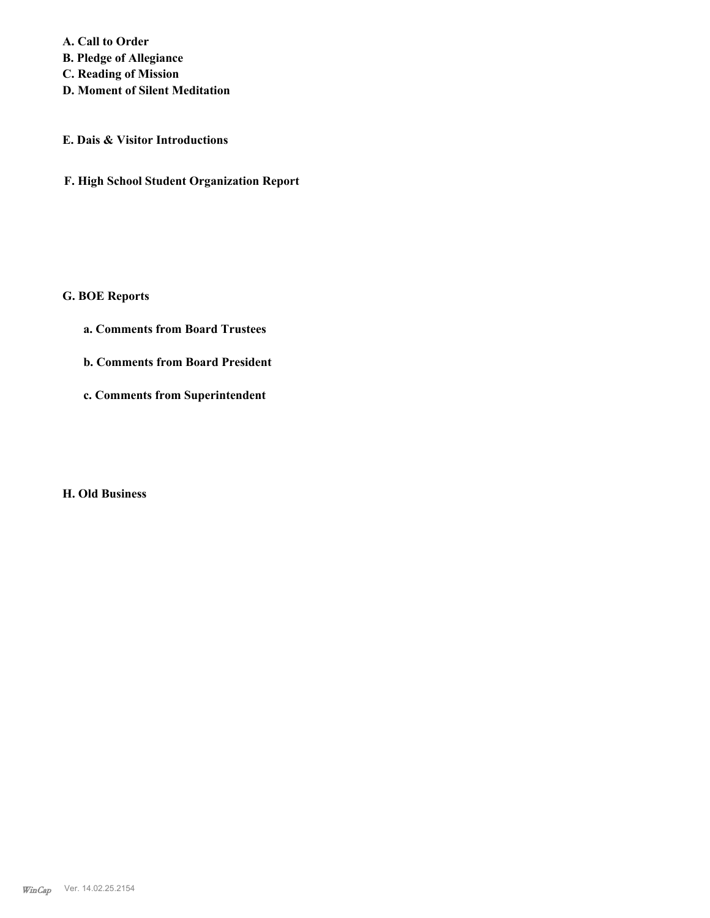**A. Call to Order**
**B. Pledge of Allegiance**
**C. Reading of Mission**
**D. Moment of Silent Meditation**

**E. Dais & Visitor Introductions**

**F. High School Student Organization Report**

**G. BOE Reports**

**a. Comments from Board Trustees**

**b. Comments from Board President**

**c. Comments from Superintendent**

**H. Old Business**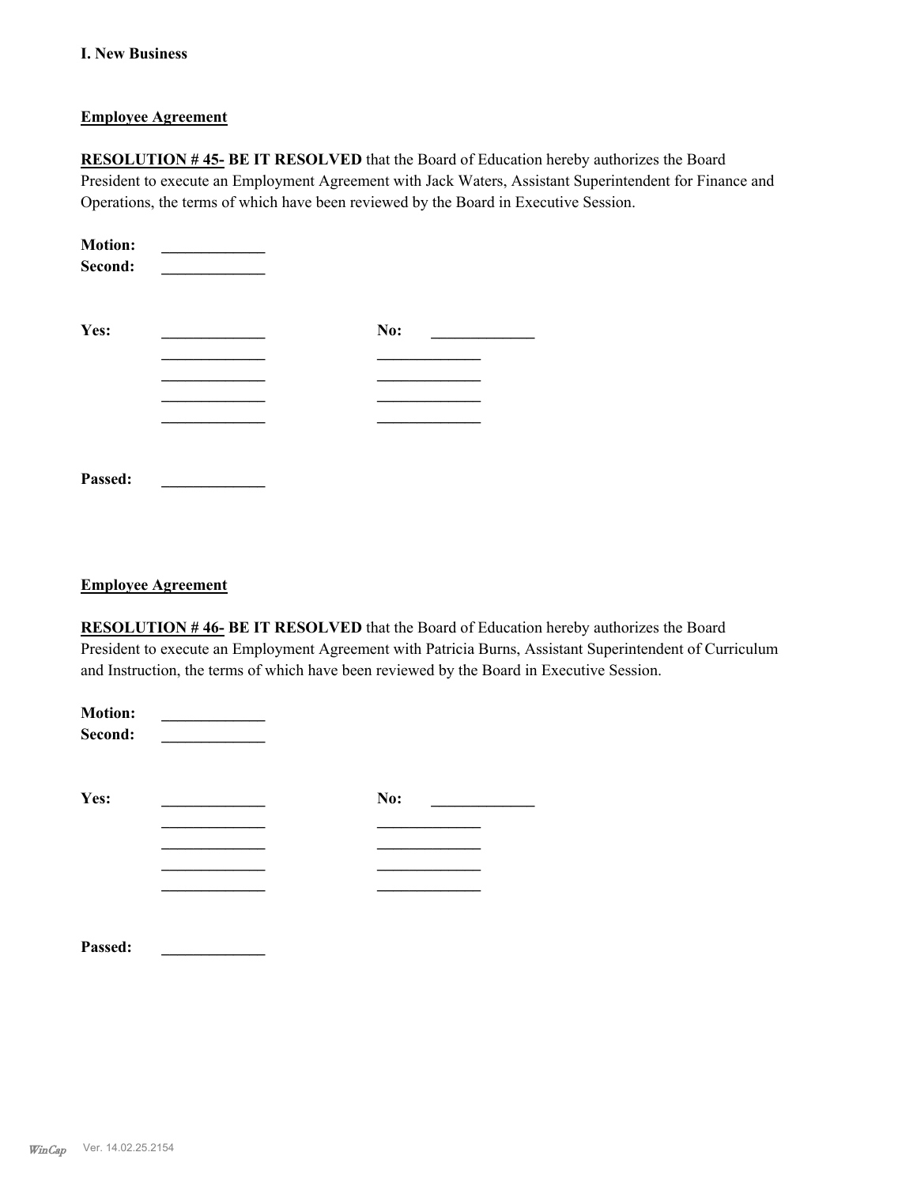### I. New Business

**Employee Agreement**

**RESOLUTION # 45- BE IT RESOLVED** that the Board of Education hereby authorizes the Board President to execute an Employment Agreement with Jack Waters, Assistant Superintendent for Finance and Operations, the terms of which have been reviewed by the Board in Executive Session.

**Motion:** _____________
**Second:** _____________

**Yes:** _____________ **No:** _____________

_____________ _____________

_____________ _____________

_____________ _____________

_____________ _____________

**Passed:** _____________

**Employee Agreement**

**RESOLUTION # 46- BE IT RESOLVED** that the Board of Education hereby authorizes the Board President to execute an Employment Agreement with Patricia Burns, Assistant Superintendent of Curriculum and Instruction, the terms of which have been reviewed by the Board in Executive Session.

**Motion:** _____________
**Second:** _____________

**Yes:** _____________ **No:** _____________

_____________ _____________

_____________ _____________

_____________ _____________

_____________ _____________

**Passed:** _____________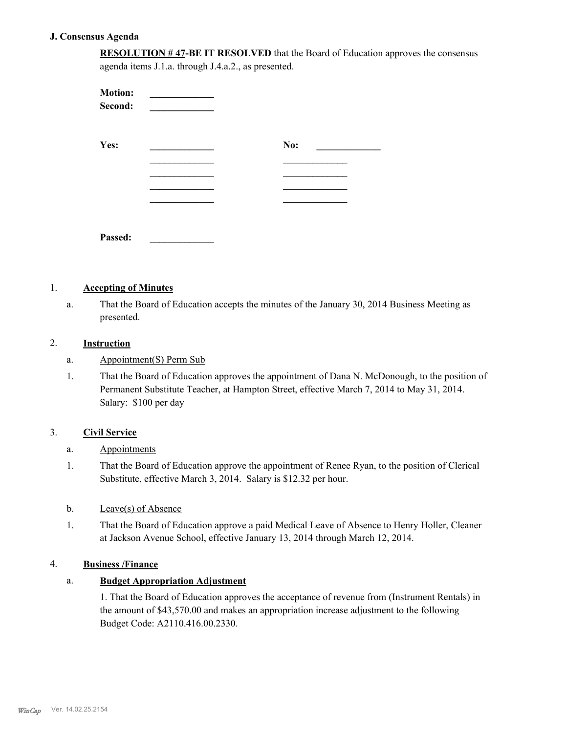### J. Consensus Agenda

**RESOLUTION # 47-BE IT RESOLVED** that the Board of Education approves the consensus agenda items J.1.a. through J.4.a.2., as presented.

**Motion:** _____________
**Second:** _____________

**Yes:** _____________ **No:** _____________
_____________ _____________
_____________ _____________
_____________ _____________
_____________ _____________

**Passed:** _____________

1. **Accepting of Minutes**
   a. That the Board of Education accepts the minutes of the January 30, 2014 Business Meeting as presented.

2. **Instruction**
   a. Appointment(S) Perm Sub
      1. That the Board of Education approves the appointment of Dana N. McDonough, to the position of Permanent Substitute Teacher, at Hampton Street, effective March 7, 2014 to May 31, 2014. Salary: $100 per day

3. **Civil Service**
   a. Appointments
      1. That the Board of Education approve the appointment of Renee Ryan, to the position of Clerical Substitute, effective March 3, 2014. Salary is $12.32 per hour.

   b. Leave(s) of Absence
      1. That the Board of Education approve a paid Medical Leave of Absence to Henry Holler, Cleaner at Jackson Avenue School, effective January 13, 2014 through March 12, 2014.

4. **Business /Finance**
   a. **Budget Appropriation Adjustment**

      1. That the Board of Education approves the acceptance of revenue from (Instrument Rentals) in the amount of $43,570.00 and makes an appropriation increase adjustment to the following Budget Code: A2110.416.00.2330.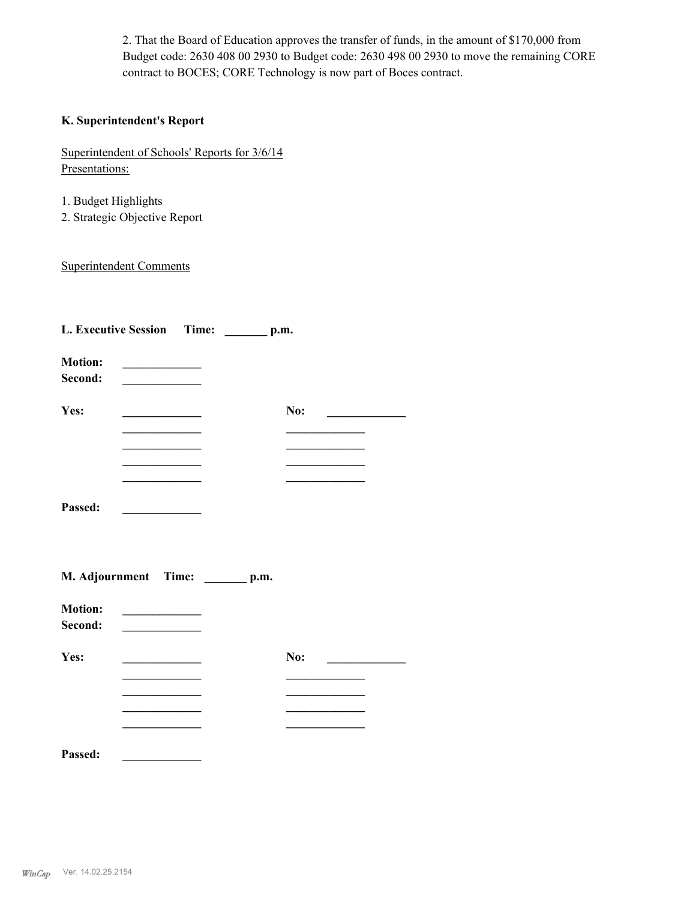2. That the Board of Education approves the transfer of funds, in the amount of $170,000 from Budget code: 2630 408 00 2930 to Budget code: 2630 498 00 2930 to move the remaining CORE contract to BOCES; CORE Technology is now part of Boces contract.

**K. Superintendent's Report**

Superintendent of Schools' Reports for 3/6/14
Presentations:

1. Budget Highlights
2. Strategic Objective Report

Superintendent Comments

**L. Executive Session Time: _______ p.m.**

**Motion:** _____________
**Second:** _____________

| | | | |
|---|---|---|---|
| **Yes:** | _____________ | **No:** | _____________ |
| | _____________ | | _____________ |
| | _____________ | | _____________ |
| | _____________ | | _____________ |
| | _____________ | | _____________ |

**Passed:** _____________

**M. Adjournment Time: _______ p.m.**

**Motion:** _____________
**Second:** _____________

| | | | |
|---|---|---|---|
| **Yes:** | _____________ | **No:** | _____________ |
| | _____________ | | _____________ |
| | _____________ | | _____________ |
| | _____________ | | _____________ |
| | _____________ | | _____________ |

**Passed:** _____________